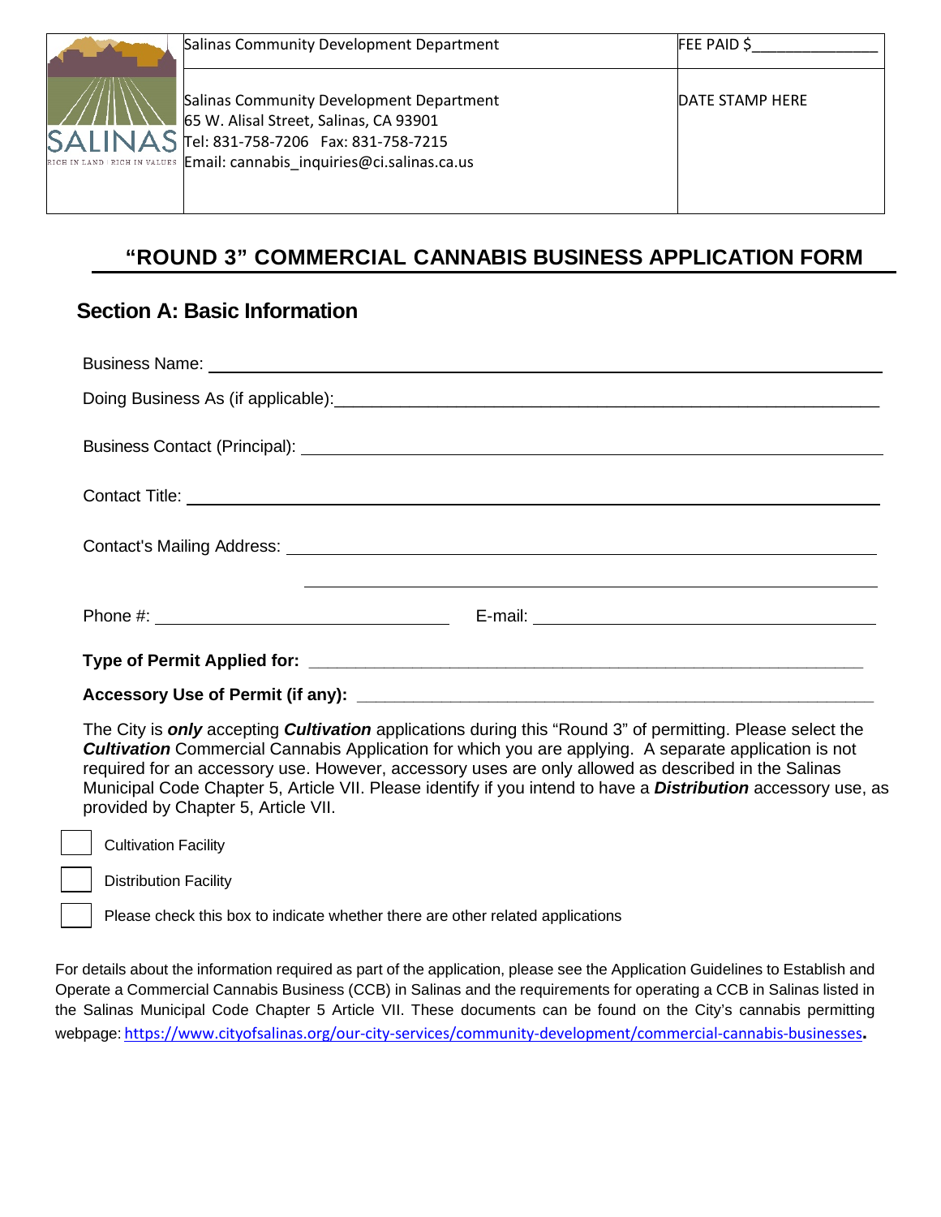| SALINAS RICH IN LAND \| RICH IN VALUES | Salinas Community Development Department | FEE PAID $_______________ |
|---|---|---|
| | Salinas Community Development Department<br>65 W. Alisal Street, Salinas, CA 93901<br>Tel: 831-758-7206 Fax: 831-758-7215<br>Email: cannabis_inquiries@ci.salinas.ca.us | DATE STAMP HERE |

# "ROUND 3" COMMERCIAL CANNABIS BUSINESS APPLICATION FORM

## Section A: Basic Information

Business Name: ______________________________________________

Doing Business As (if applicable): ______________________________________________

Business Contact (Principal): ______________________________________________

Contact Title: ______________________________________________

Contact's Mailing Address: ______________________________________________

______________________________________________

Phone #: ______________________ E-mail: ______________________

**Type of Permit Applied for:** ______________________________________________

**Accessory Use of Permit (if any):** ______________________________________________

The City is ***only*** accepting ***Cultivation*** applications during this "Round 3" of permitting. Please select the ***Cultivation*** Commercial Cannabis Application for which you are applying. A separate application is not required for an accessory use. However, accessory uses are only allowed as described in the Salinas Municipal Code Chapter 5, Article VII. Please identify if you intend to have a ***Distribution*** accessory use, as provided by Chapter 5, Article VII.

- [ ] Cultivation Facility
- [ ] Distribution Facility
- [ ] Please check this box to indicate whether there are other related applications

For details about the information required as part of the application, please see the Application Guidelines to Establish and Operate a Commercial Cannabis Business (CCB) in Salinas and the requirements for operating a CCB in Salinas listed in the Salinas Municipal Code Chapter 5 Article VII. These documents can be found on the City's cannabis permitting webpage: https://www.cityofsalinas.org/our-city-services/community-development/commercial-cannabis-businesses.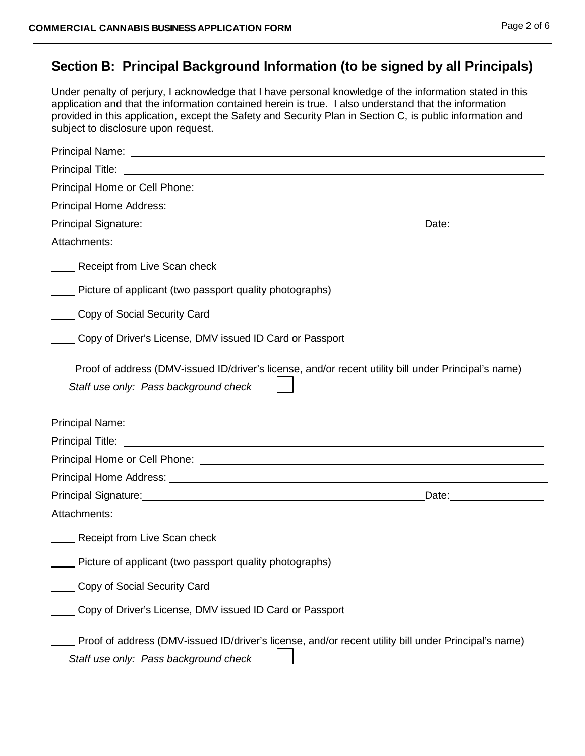## Section B: Principal Background Information (to be signed by all Principals)

Under penalty of perjury, I acknowledge that I have personal knowledge of the information stated in this application and that the information contained herein is true. I also understand that the information provided in this application, except the Safety and Security Plan in Section C, is public information and subject to disclosure upon request.

Principal Name: ____________________________________________

Principal Title: ____________________________________________

Principal Home or Cell Phone: ____________________________________________

Principal Home Address: ____________________________________________

Principal Signature: ______________________________ Date: ______________

Attachments:

____ Receipt from Live Scan check

____ Picture of applicant (two passport quality photographs)

____ Copy of Social Security Card

____ Copy of Driver's License, DMV issued ID Card or Passport

____ Proof of address (DMV-issued ID/driver's license, and/or recent utility bill under Principal's name)

*Staff use only: Pass background check* ☐

Principal Name: ____________________________________________

Principal Title: ____________________________________________

Principal Home or Cell Phone: ____________________________________________

Principal Home Address: ____________________________________________

Principal Signature: ______________________________ Date: ______________

Attachments:

____ Receipt from Live Scan check

____ Picture of applicant (two passport quality photographs)

____ Copy of Social Security Card

____ Copy of Driver's License, DMV issued ID Card or Passport

____ Proof of address (DMV-issued ID/driver's license, and/or recent utility bill under Principal's name)

*Staff use only: Pass background check* ☐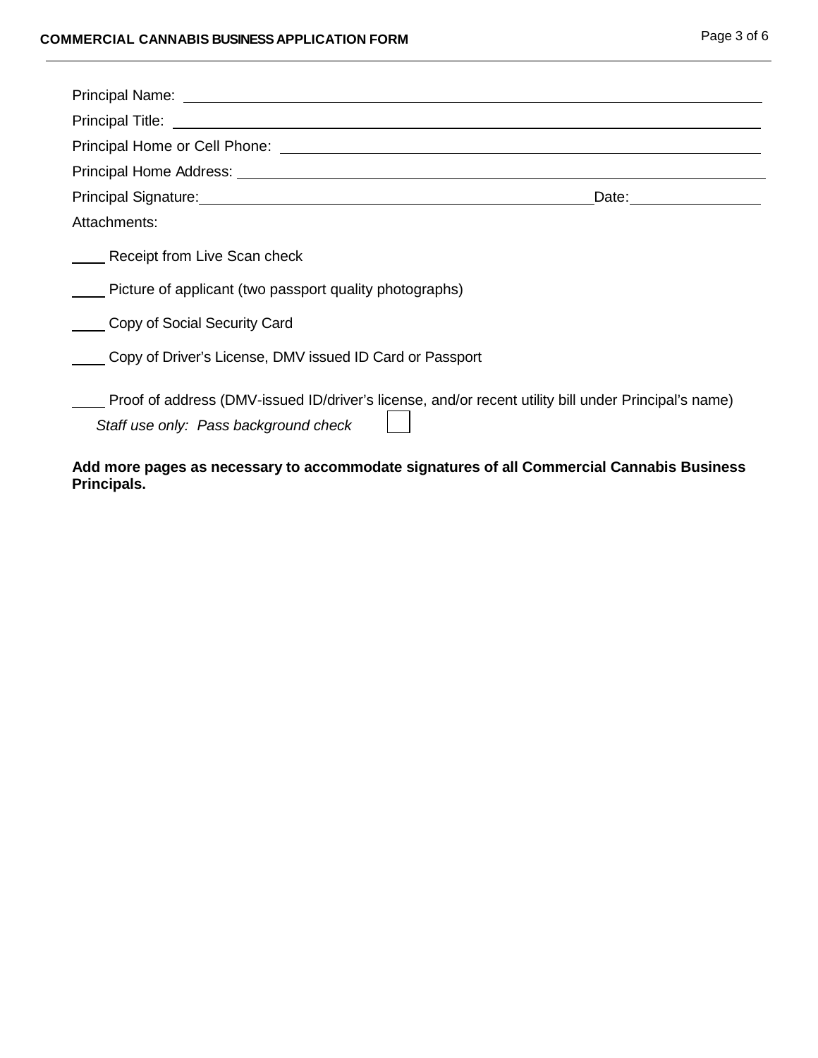Principal Name: ______________________________________________

Principal Title: ______________________________________________

Principal Home or Cell Phone: ______________________________________

Principal Home Address: __________________________________________

Principal Signature: ______________________________ Date: ____________

Attachments:

____ Receipt from Live Scan check

____ Picture of applicant (two passport quality photographs)

____ Copy of Social Security Card

____ Copy of Driver's License, DMV issued ID Card or Passport

____ Proof of address (DMV-issued ID/driver's license, and/or recent utility bill under Principal's name)

*Staff use only: Pass background check* ☐

**Add more pages as necessary to accommodate signatures of all Commercial Cannabis Business Principals.**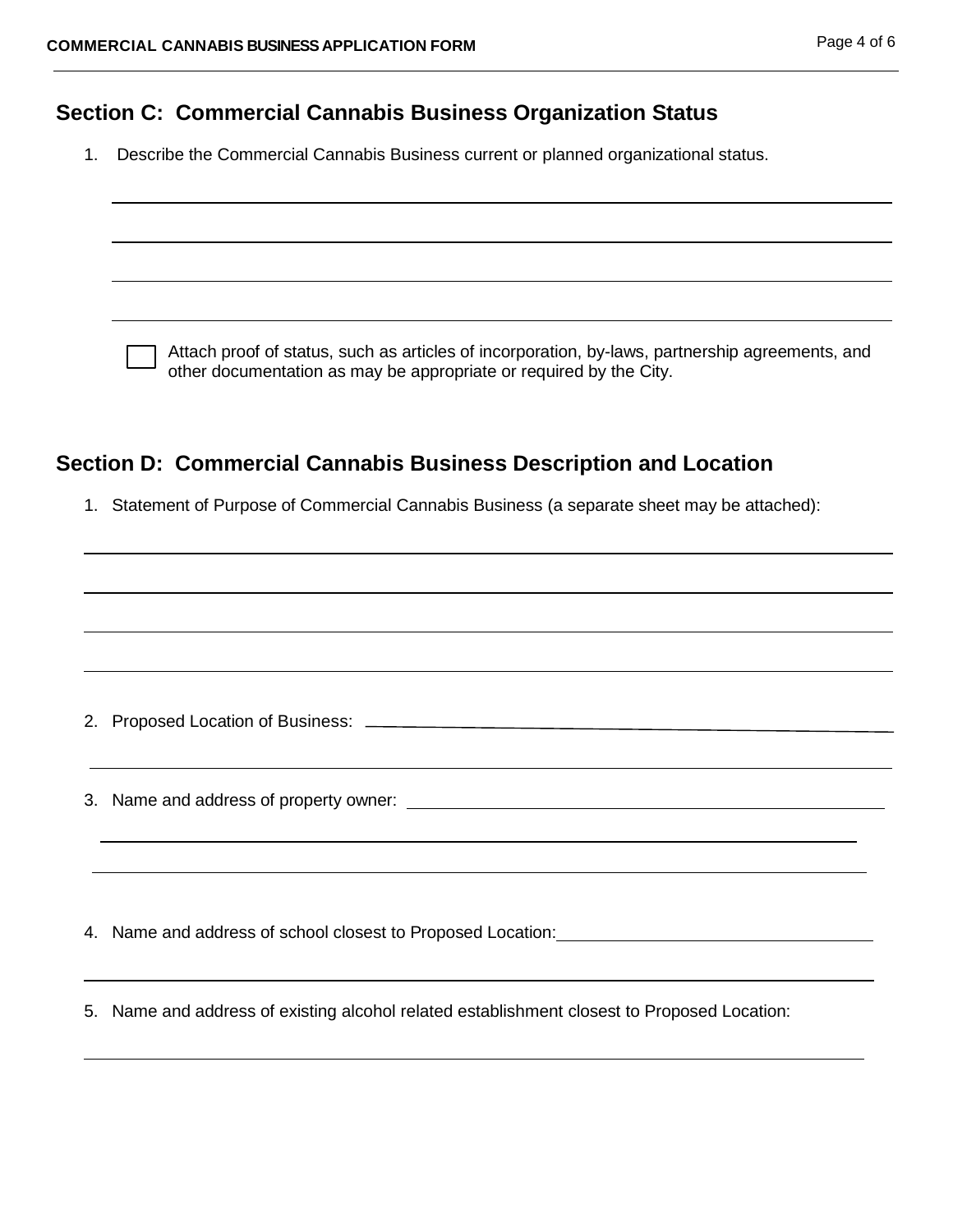## Section C: Commercial Cannabis Business Organization Status

1. Describe the Commercial Cannabis Business current or planned organizational status.

☐ Attach proof of status, such as articles of incorporation, by-laws, partnership agreements, and other documentation as may be appropriate or required by the City.

## Section D: Commercial Cannabis Business Description and Location

1. Statement of Purpose of Commercial Cannabis Business (a separate sheet may be attached):

2. Proposed Location of Business:

3. Name and address of property owner:

4. Name and address of school closest to Proposed Location:

5. Name and address of existing alcohol related establishment closest to Proposed Location: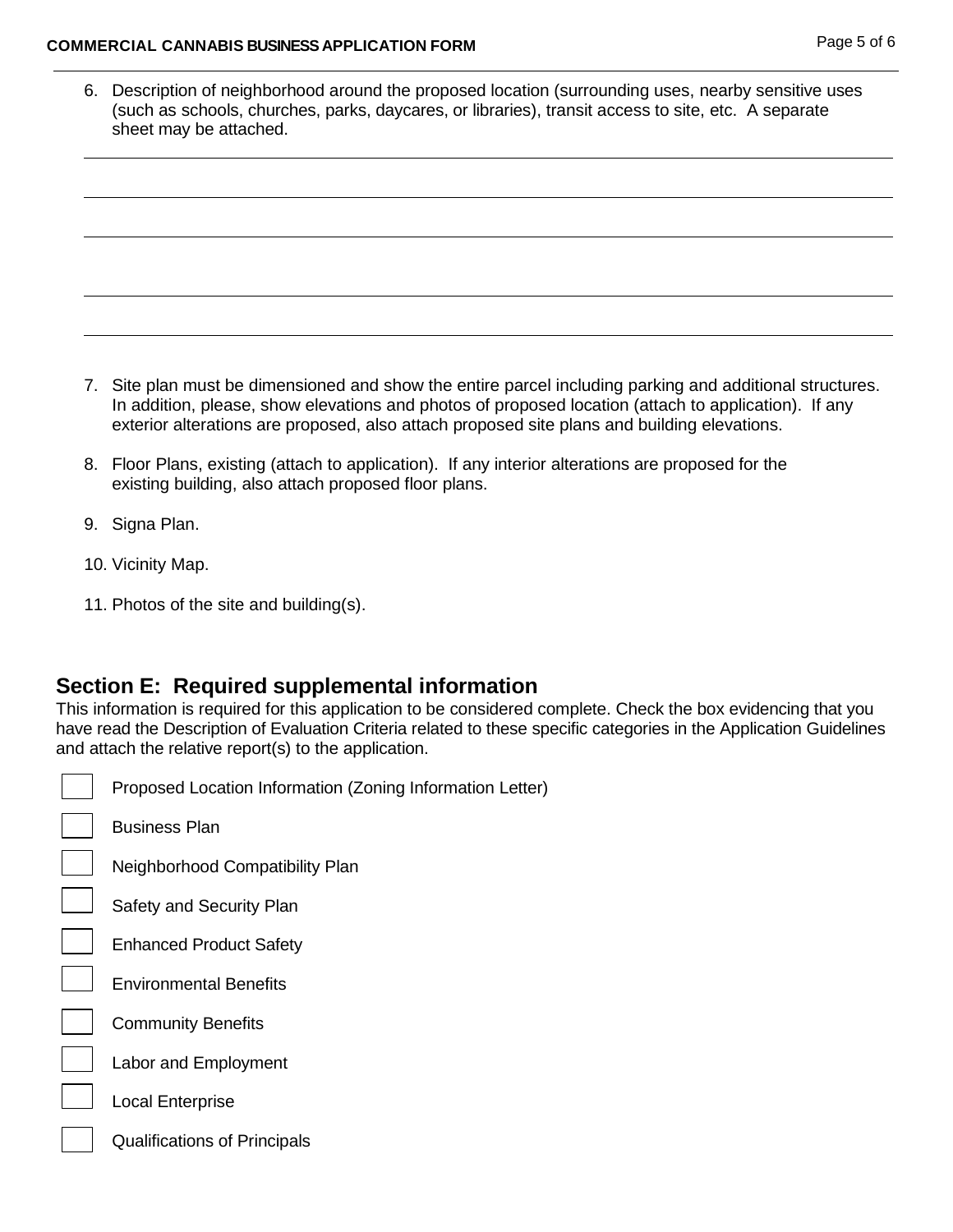6. Description of neighborhood around the proposed location (surrounding uses, nearby sensitive uses (such as schools, churches, parks, daycares, or libraries), transit access to site, etc. A separate sheet may be attached.

______________________________________________________________________

______________________________________________________________________

______________________________________________________________________

______________________________________________________________________

______________________________________________________________________

7. Site plan must be dimensioned and show the entire parcel including parking and additional structures. In addition, please, show elevations and photos of proposed location (attach to application). If any exterior alterations are proposed, also attach proposed site plans and building elevations.

8. Floor Plans, existing (attach to application). If any interior alterations are proposed for the existing building, also attach proposed floor plans.

9. Signa Plan.

10. Vicinity Map.

11. Photos of the site and building(s).

## Section E: Required supplemental information

This information is required for this application to be considered complete. Check the box evidencing that you have read the Description of Evaluation Criteria related to these specific categories in the Application Guidelines and attach the relative report(s) to the application.

- ☐ Proposed Location Information (Zoning Information Letter)
- ☐ Business Plan
- ☐ Neighborhood Compatibility Plan
- ☐ Safety and Security Plan
- ☐ Enhanced Product Safety
- ☐ Environmental Benefits
- ☐ Community Benefits
- ☐ Labor and Employment
- ☐ Local Enterprise
- ☐ Qualifications of Principals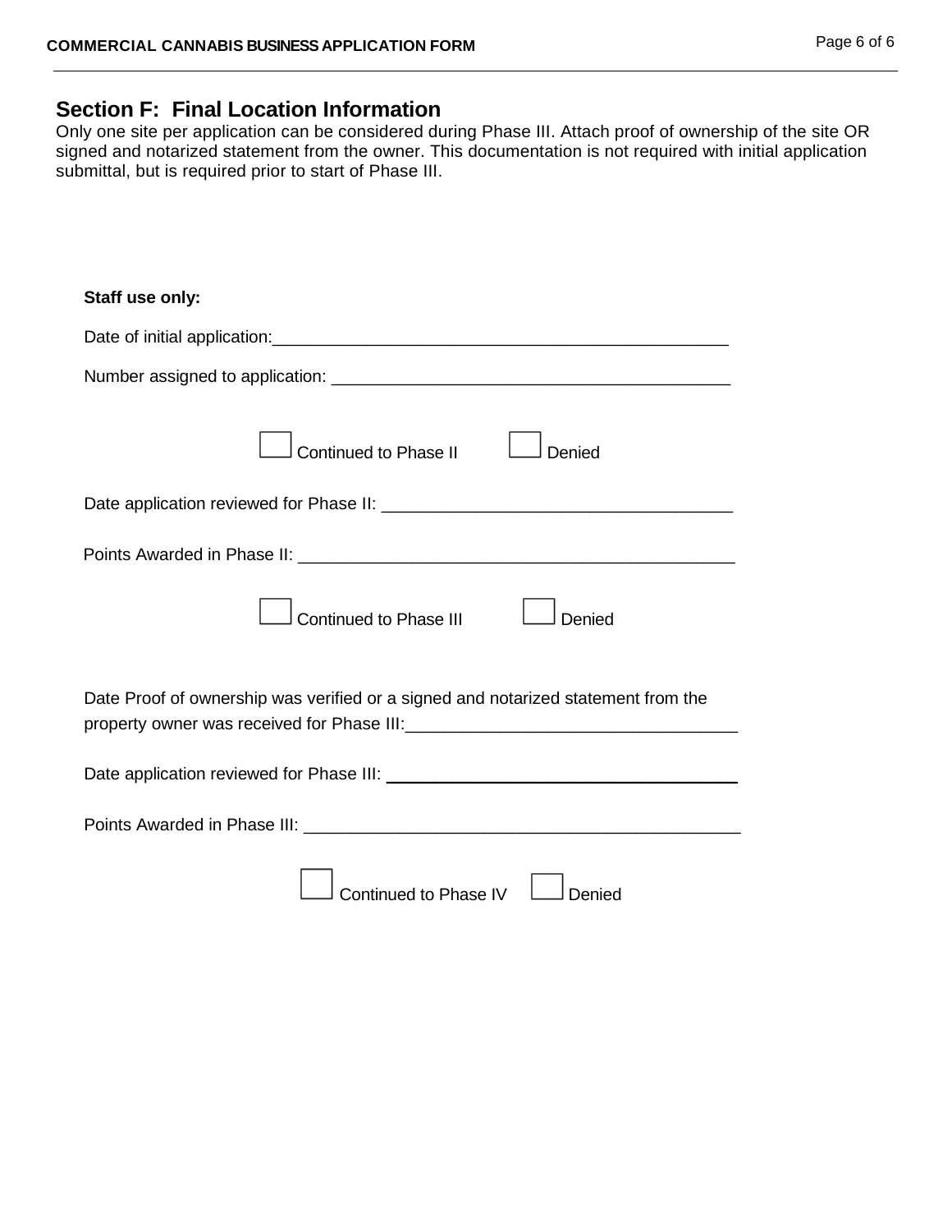## Section F: Final Location Information

Only one site per application can be considered during Phase III. Attach proof of ownership of the site OR signed and notarized statement from the owner. This documentation is not required with initial application submittal, but is required prior to start of Phase III.

**Staff use only:**

Date of initial application:_________________________________________________

Number assigned to application: ___________________________________________

☐ Continued to Phase II ☐ Denied

Date application reviewed for Phase II: _____________________________________

Points Awarded in Phase II: _______________________________________________

☐ Continued to Phase III ☐ Denied

Date Proof of ownership was verified or a signed and notarized statement from the property owner was received for Phase III:___________________________________

Date application reviewed for Phase III: _____________________________________

Points Awarded in Phase III: _______________________________________________

☐ Continued to Phase IV ☐ Denied